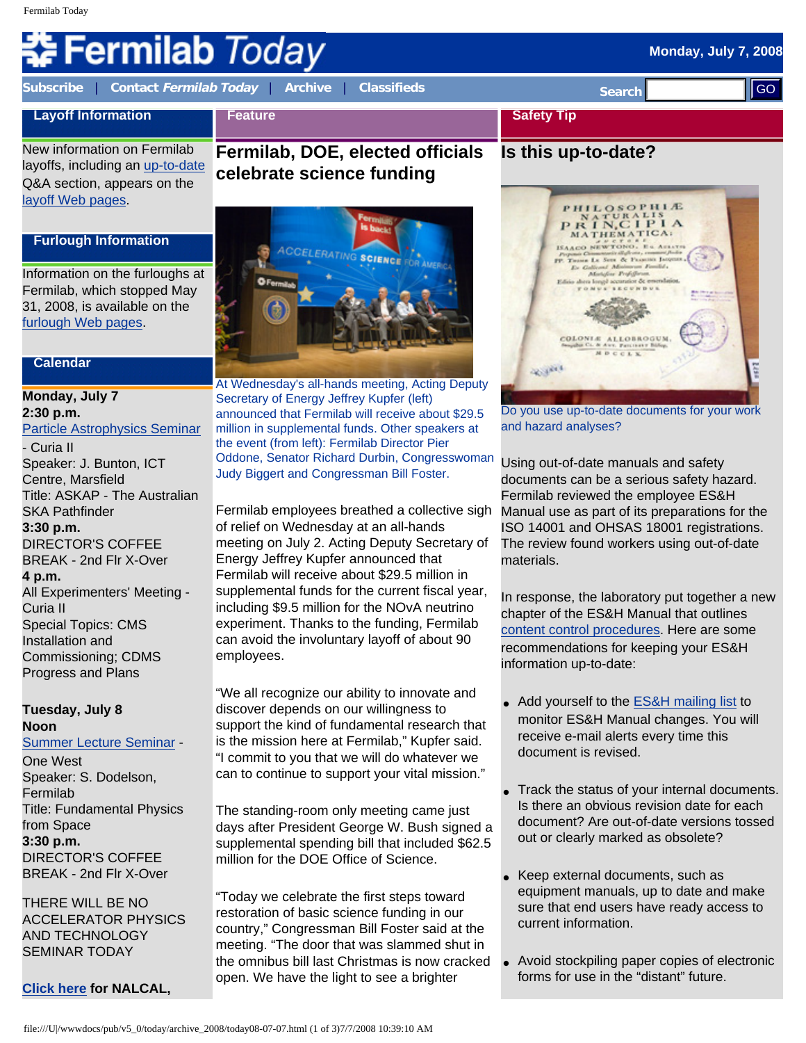# Fermilab Today

Monday, July 7, 2008

Subscribe | Contact *Fermilab Today* | Archive | Classifieds

Search GO

## Layoff Information

New information on Fermilab layoffs, including an up-to-date Q&A section, appears on the layoff Web pages.

## Furlough Information

Information on the furloughs at Fermilab, which stopped May 31, 2008, is available on the furlough Web pages.

## Calendar

**Monday, July 7**
**2:30 p.m.**
Particle Astrophysics Seminar - Curia II
Speaker: J. Bunton, ICT Centre, Marsfield
Title: ASKAP - The Australian SKA Pathfinder
**3:30 p.m.**
DIRECTOR'S COFFEE BREAK - 2nd Flr X-Over
**4 p.m.**
All Experimenters' Meeting - Curia II
Special Topics: CMS Installation and Commissioning; CDMS Progress and Plans

**Tuesday, July 8**
**Noon**
Summer Lecture Seminar - One West
Speaker: S. Dodelson, Fermilab
Title: Fundamental Physics from Space
**3:30 p.m.**
DIRECTOR'S COFFEE BREAK - 2nd Flr X-Over

THERE WILL BE NO ACCELERATOR PHYSICS AND TECHNOLOGY SEMINAR TODAY

**Click here for NALCAL,**

## Feature

# Fermilab, DOE, elected officials celebrate science funding

At Wednesday's all-hands meeting, Acting Deputy Secretary of Energy Jeffrey Kupfer (left) announced that Fermilab will receive about $29.5 million in supplemental funds. Other speakers at the event (from left): Fermilab Director Pier Oddone, Senator Richard Durbin, Congresswoman Judy Biggert and Congressman Bill Foster.

Fermilab employees breathed a collective sigh of relief on Wednesday at an all-hands meeting on July 2. Acting Deputy Secretary of Energy Jeffrey Kupfer announced that Fermilab will receive about $29.5 million in supplemental funds for the current fiscal year, including $9.5 million for the NOvA neutrino experiment. Thanks to the funding, Fermilab can avoid the involuntary layoff of about 90 employees.

"We all recognize our ability to innovate and discover depends on our willingness to support the kind of fundamental research that is the mission here at Fermilab," Kupfer said. "I commit to you that we will do whatever we can to continue to support your vital mission."

The standing-room only meeting came just days after President George W. Bush signed a supplemental spending bill that included $62.5 million for the DOE Office of Science.

"Today we celebrate the first steps toward restoration of basic science funding in our country," Congressman Bill Foster said at the meeting. "The door that was slammed shut in the omnibus bill last Christmas is now cracked open. We have the light to see a brighter

## Safety Tip

# Is this up-to-date?

Do you use up-to-date documents for your work and hazard analyses?

Using out-of-date manuals and safety documents can be a serious safety hazard. Fermilab reviewed the employee ES&H Manual use as part of its preparations for the ISO 14001 and OHSAS 18001 registrations. The review found workers using out-of-date materials.

In response, the laboratory put together a new chapter of the ES&H Manual that outlines content control procedures. Here are some recommendations for keeping your ES&H information up-to-date:

- Add yourself to the ES&H mailing list to monitor ES&H Manual changes. You will receive e-mail alerts every time this document is revised.
- Track the status of your internal documents. Is there an obvious revision date for each document? Are out-of-date versions tossed out or clearly marked as obsolete?
- Keep external documents, such as equipment manuals, up to date and make sure that end users have ready access to current information.
- Avoid stockpiling paper copies of electronic forms for use in the "distant" future.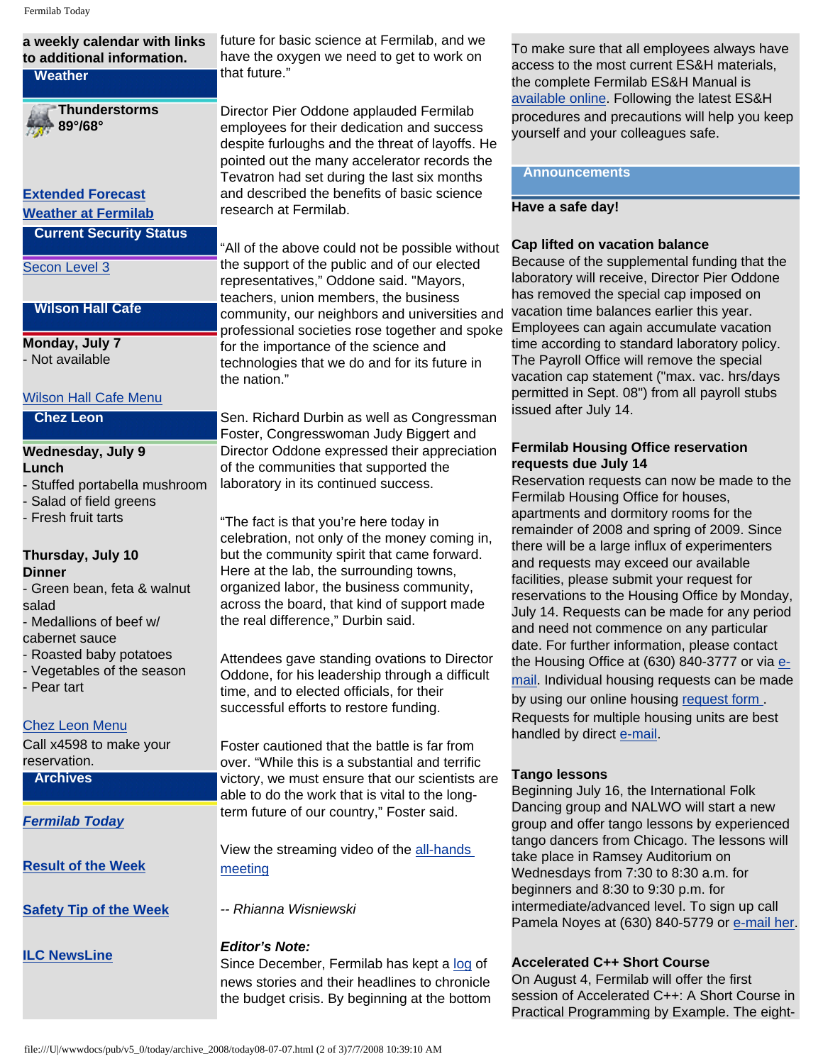a weekly calendar with links to additional information.

**Weather**

**Thunderstorms**
**89°/68°**

**[Extended Forecast](#)**
**[Weather at Fermilab](#)**

**Current Security Status**

[Secon Level 3](#)

**Wilson Hall Cafe**

**Monday, July 7**
- Not available

[Wilson Hall Cafe Menu](#)

**Chez Leon**

**Wednesday, July 9**
**Lunch**
- Stuffed portabella mushroom
- Salad of field greens
- Fresh fruit tarts

**Thursday, July 10**
**Dinner**
- Green bean, feta & walnut salad
- Medallions of beef w/ cabernet sauce
- Roasted baby potatoes
- Vegetables of the season
- Pear tart

[Chez Leon Menu](#)
Call x4598 to make your reservation.

**Archives**

***[Fermilab Today](#)***

**[Result of the Week](#)**

**[Safety Tip of the Week](#)**

**[ILC NewsLine](#)**

future for basic science at Fermilab, and we have the oxygen we need to get to work on that future."

Director Pier Oddone applauded Fermilab employees for their dedication and success despite furloughs and the threat of layoffs. He pointed out the many accelerator records the Tevatron had set during the last six months and described the benefits of basic science research at Fermilab.

"All of the above could not be possible without the support of the public and of our elected representatives," Oddone said. "Mayors, teachers, union members, the business community, our neighbors and universities and professional societies rose together and spoke for the importance of the science and technologies that we do and for its future in the nation."

Sen. Richard Durbin as well as Congressman Foster, Congresswoman Judy Biggert and Director Oddone expressed their appreciation of the communities that supported the laboratory in its continued success.

"The fact is that you're here today in celebration, not only of the money coming in, but the community spirit that came forward. Here at the lab, the surrounding towns, organized labor, the business community, across the board, that kind of support made the real difference," Durbin said.

Attendees gave standing ovations to Director Oddone, for his leadership through a difficult time, and to elected officials, for their successful efforts to restore funding.

Foster cautioned that the battle is far from over. "While this is a substantial and terrific victory, we must ensure that our scientists are able to do the work that is vital to the long-term future of our country," Foster said.

View the streaming video of the [all-hands meeting](#)

*-- Rhianna Wisniewski*

***Editor's Note:***
Since December, Fermilab has kept a [log](#) of news stories and their headlines to chronicle the budget crisis. By beginning at the bottom

To make sure that all employees always have access to the most current ES&H materials, the complete Fermilab ES&H Manual is [available online](#). Following the latest ES&H procedures and precautions will help you keep yourself and your colleagues safe.

**Announcements**

**Have a safe day!**

**Cap lifted on vacation balance**
Because of the supplemental funding that the laboratory will receive, Director Pier Oddone has removed the special cap imposed on vacation time balances earlier this year. Employees can again accumulate vacation time according to standard laboratory policy. The Payroll Office will remove the special vacation cap statement ("max. vac. hrs/days permitted in Sept. 08") from all payroll stubs issued after July 14.

**Fermilab Housing Office reservation requests due July 14**
Reservation requests can now be made to the Fermilab Housing Office for houses, apartments and dormitory rooms for the remainder of 2008 and spring of 2009. Since there will be a large influx of experimenters and requests may exceed our available facilities, please submit your request for reservations to the Housing Office by Monday, July 14. Requests can be made for any period and need not commence on any particular date. For further information, please contact the Housing Office at (630) 840-3777 or via [e-mail](#). Individual housing requests can be made by using our online housing [request form](#). Requests for multiple housing units are best handled by direct [e-mail](#).

**Tango lessons**
Beginning July 16, the International Folk Dancing group and NALWO will start a new group and offer tango lessons by experienced tango dancers from Chicago. The lessons will take place in Ramsey Auditorium on Wednesdays from 7:30 to 8:30 a.m. for beginners and 8:30 to 9:30 p.m. for intermediate/advanced level. To sign up call Pamela Noyes at (630) 840-5779 or [e-mail her](#).

**Accelerated C++ Short Course**
On August 4, Fermilab will offer the first session of Accelerated C++: A Short Course in Practical Programming by Example. The eight-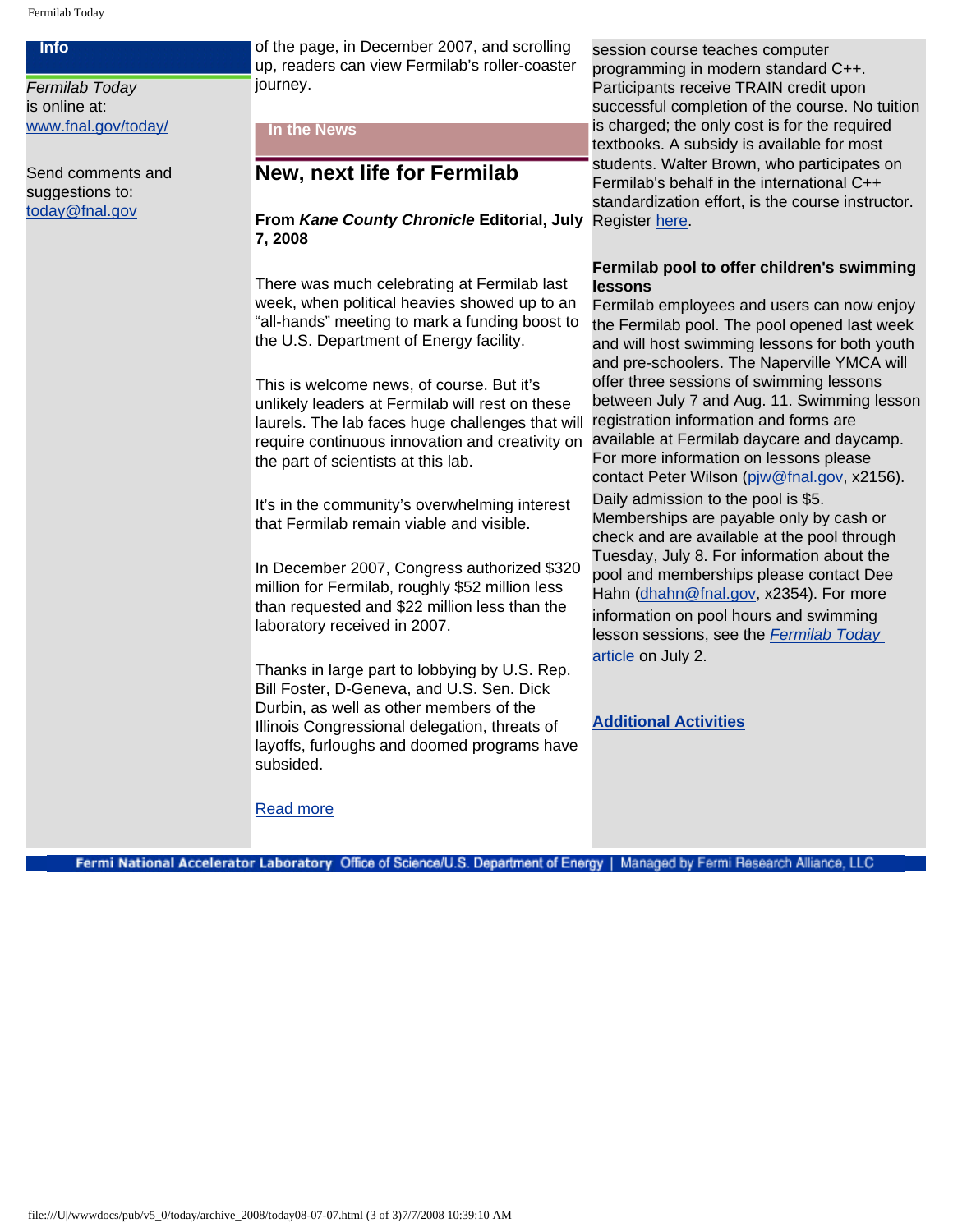## Info

*Fermilab Today*
is online at:
[www.fnal.gov/today/](www.fnal.gov/today/)

Send comments and suggestions to:
[today@fnal.gov](mailto:today@fnal.gov)

of the page, in December 2007, and scrolling up, readers can view Fermilab's roller-coaster journey.

## In the News

## New, next life for Fermilab

**From *Kane County Chronicle* Editorial, July 7, 2008**

There was much celebrating at Fermilab last week, when political heavies showed up to an "all-hands" meeting to mark a funding boost to the U.S. Department of Energy facility.

This is welcome news, of course. But it's unlikely leaders at Fermilab will rest on these laurels. The lab faces huge challenges that will require continuous innovation and creativity on the part of scientists at this lab.

It's in the community's overwhelming interest that Fermilab remain viable and visible.

In December 2007, Congress authorized $320 million for Fermilab, roughly $52 million less than requested and $22 million less than the laboratory received in 2007.

Thanks in large part to lobbying by U.S. Rep. Bill Foster, D-Geneva, and U.S. Sen. Dick Durbin, as well as other members of the Illinois Congressional delegation, threats of layoffs, furloughs and doomed programs have subsided.

[Read more]

session course teaches computer programming in modern standard C++. Participants receive TRAIN credit upon successful completion of the course. No tuition is charged; the only cost is for the required textbooks. A subsidy is available for most students. Walter Brown, who participates on Fermilab's behalf in the international C++ standardization effort, is the course instructor. Register [here].

**Fermilab pool to offer children's swimming lessons**

Fermilab employees and users can now enjoy the Fermilab pool. The pool opened last week and will host swimming lessons for both youth and pre-schoolers. The Naperville YMCA will offer three sessions of swimming lessons between July 7 and Aug. 11. Swimming lesson registration information and forms are available at Fermilab daycare and daycamp. For more information on lessons please contact Peter Wilson ([pjw@fnal.gov](mailto:pjw@fnal.gov), x2156). Daily admission to the pool is $5. Memberships are payable only by cash or check and are available at the pool through Tuesday, July 8. For information about the pool and memberships please contact Dee Hahn ([dhahn@fnal.gov](mailto:dhahn@fnal.gov), x2354). For more information on pool hours and swimming lesson sessions, see the [*Fermilab Today* article] on July 2.

**[Additional Activities]**

Fermi National Accelerator Laboratory Office of Science/U.S. Department of Energy | Managed by Fermi Research Alliance, LLC